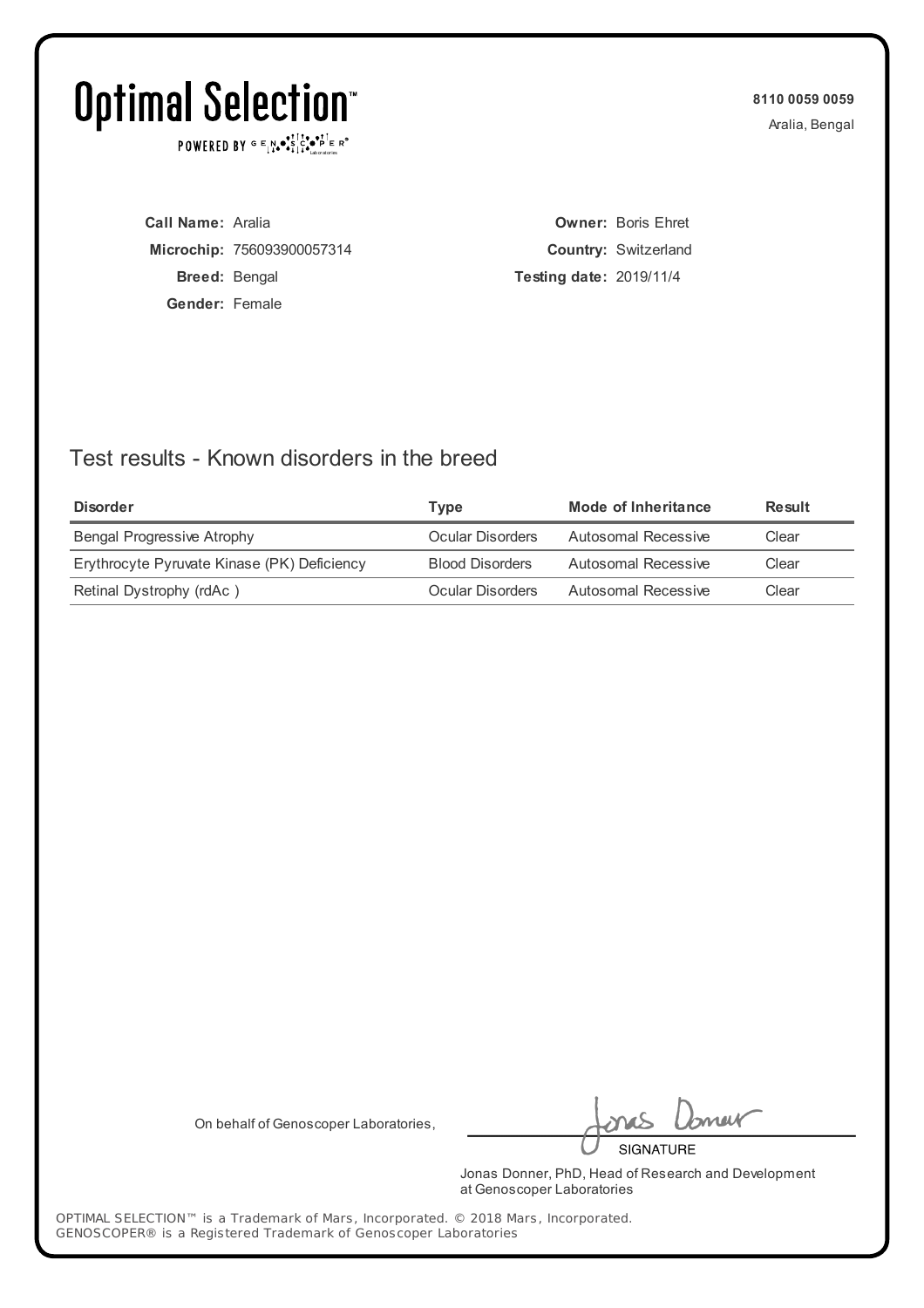# Optimal Selection™

POWERED BY GENOSCOPER® Laboratories

**8110 0059 0059**

Aralia, Bengal

**Call Name:** Aralia

**Microchip:** 756093900057314

**Breed:** Bengal

**Gender:** Female

**Owner:** Boris Ehret

**Country:** Switzerland

**Testing date:** 2019/11/4

## Test results - Known disorders in the breed

| Disorder | Type | Mode of Inheritance | Result |
|---|---|---|---|
| Bengal Progressive Atrophy | Ocular Disorders | Autosomal Recessive | Clear |
| Erythrocyte Pyruvate Kinase (PK) Deficiency | Blood Disorders | Autosomal Recessive | Clear |
| Retinal Dystrophy (rdAc ) | Ocular Disorders | Autosomal Recessive | Clear |

On behalf of Genoscoper Laboratories,

SIGNATURE

Jonas Donner, PhD, Head of Research and Development at Genoscoper Laboratories

OPTIMAL SELECTION™ is a Trademark of Mars, Incorporated. © 2018 Mars, Incorporated.
GENOSCOPER® is a Registered Trademark of Genoscoper Laboratories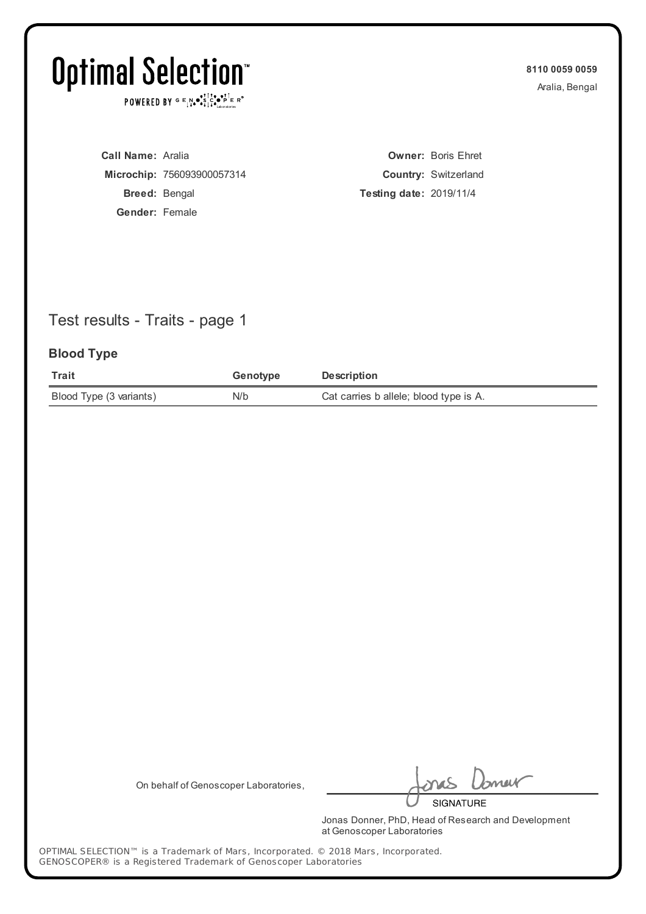# Optimal Selection™

POWERED BY GENOSCOPER®

**8110 0059 0059**
Aralia, Bengal

**Call Name:** Aralia
**Microchip:** 756093900057314
**Breed:** Bengal
**Gender:** Female

**Owner:** Boris Ehret
**Country:** Switzerland
**Testing date:** 2019/11/4

## Test results - Traits - page 1

### Blood Type

| Trait | Genotype | Description |
| --- | --- | --- |
| Blood Type (3 variants) | N/b | Cat carries b allele; blood type is A. |

On behalf of Genoscoper Laboratories,

SIGNATURE

Jonas Donner, PhD, Head of Research and Development at Genoscoper Laboratories

OPTIMAL SELECTION™ is a Trademark of Mars, Incorporated. © 2018 Mars, Incorporated.
GENOSCOPER® is a Registered Trademark of Genoscoper Laboratories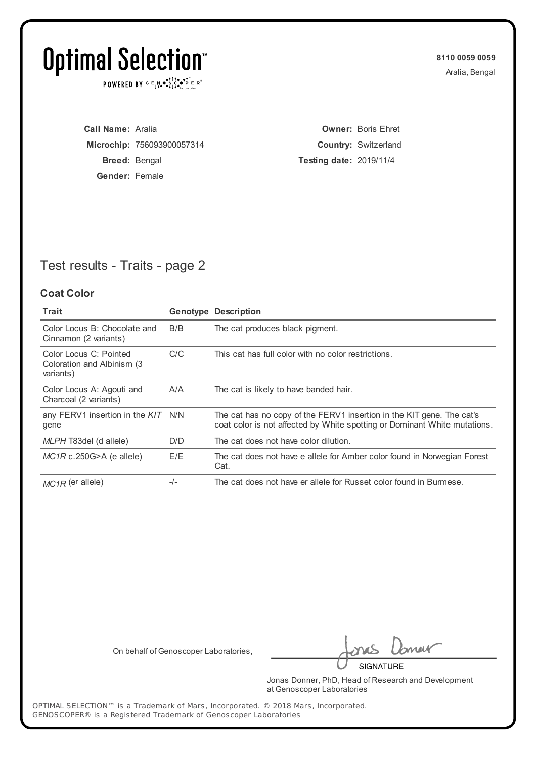# Optimal Selection™

POWERED BY GENOSCOPER® Laboratories

**8110 0059 0059**
Aralia, Bengal

**Call Name:** Aralia
**Microchip:** 756093900057314
**Breed:** Bengal
**Gender:** Female

**Owner:** Boris Ehret
**Country:** Switzerland
**Testing date:** 2019/11/4

## Test results - Traits - page 2

### Coat Color

| Trait | Genotype | Description |
|---|---|---|
| Color Locus B: Chocolate and Cinnamon (2 variants) | B/B | The cat produces black pigment. |
| Color Locus C: Pointed Coloration and Albinism (3 variants) | C/C | This cat has full color with no color restrictions. |
| Color Locus A: Agouti and Charcoal (2 variants) | A/A | The cat is likely to have banded hair. |
| any FERV1 insertion in the *KIT* gene | N/N | The cat has no copy of the FERV1 insertion in the KIT gene. The cat's coat color is not affected by White spotting or Dominant White mutations. |
| *MLPH* T83del (d allele) | D/D | The cat does not have color dilution. |
| *MC1R* c.250G>A (e allele) | E/E | The cat does not have e allele for Amber color found in Norwegian Forest Cat. |
| *MC1R* ($e^r$ allele) | -/- | The cat does not have er allele for Russet color found in Burmese. |

On behalf of Genoscoper Laboratories,

SIGNATURE

Jonas Donner, PhD, Head of Research and Development at Genoscoper Laboratories

OPTIMAL SELECTION™ is a Trademark of Mars, Incorporated. © 2018 Mars, Incorporated.
GENOSCOPER® is a Registered Trademark of Genoscoper Laboratories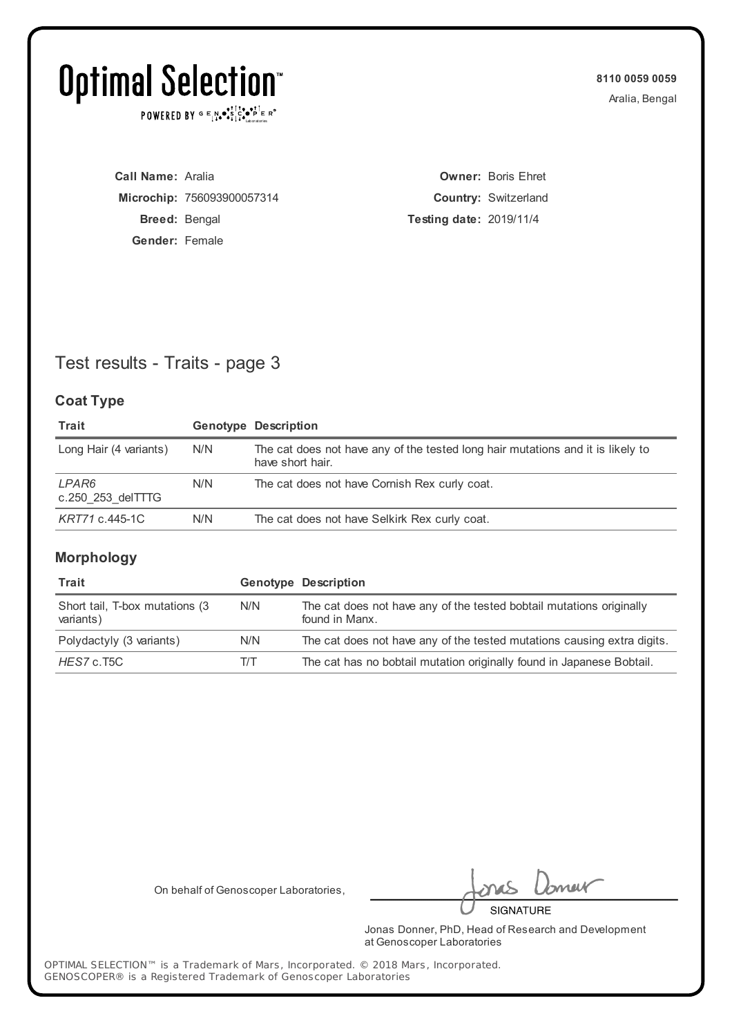# Optimal Selection™

POWERED BY GENOSCOPER® Laboratories

**8110 0059 0059**
Aralia, Bengal

**Call Name:** Aralia
**Microchip:** 756093900057314
**Breed:** Bengal
**Gender:** Female

**Owner:** Boris Ehret
**Country:** Switzerland
**Testing date:** 2019/11/4

## Test results - Traits - page 3

### Coat Type

| Trait | Genotype | Description |
|---|---|---|
| Long Hair (4 variants) | N/N | The cat does not have any of the tested long hair mutations and it is likely to have short hair. |
| *LPAR6* c.250_253_delTTTG | N/N | The cat does not have Cornish Rex curly coat. |
| *KRT71* c.445-1C | N/N | The cat does not have Selkirk Rex curly coat. |

### Morphology

| Trait | Genotype | Description |
|---|---|---|
| Short tail, T-box mutations (3 variants) | N/N | The cat does not have any of the tested bobtail mutations originally found in Manx. |
| Polydactyly (3 variants) | N/N | The cat does not have any of the tested mutations causing extra digits. |
| *HES7* c.T5C | T/T | The cat has no bobtail mutation originally found in Japanese Bobtail. |

On behalf of Genoscoper Laboratories,

SIGNATURE

Jonas Donner, PhD, Head of Research and Development at Genoscoper Laboratories

OPTIMAL SELECTION™ is a Trademark of Mars, Incorporated. © 2018 Mars, Incorporated.
GENOSCOPER® is a Registered Trademark of Genoscoper Laboratories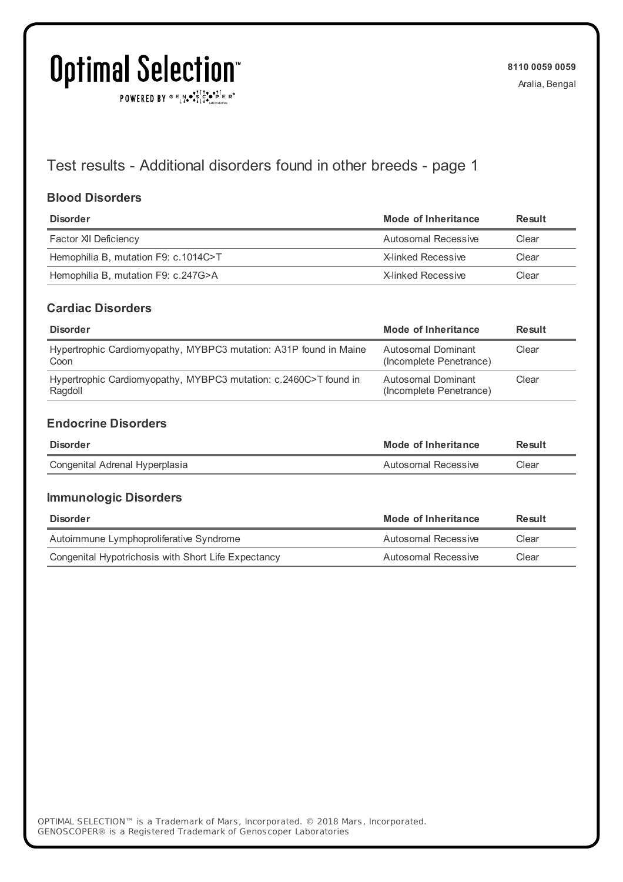8110 0059 0059

Aralia, Bengal

## Test results - Additional disorders found in other breeds - page 1

### Blood Disorders

| Disorder | Mode of Inheritance | Result |
|---|---|---|
| Factor XII Deficiency | Autosomal Recessive | Clear |
| Hemophilia B, mutation F9: c.1014C>T | X-linked Recessive | Clear |
| Hemophilia B, mutation F9: c.247G>A | X-linked Recessive | Clear |

### Cardiac Disorders

| Disorder | Mode of Inheritance | Result |
|---|---|---|
| Hypertrophic Cardiomyopathy, MYBPC3 mutation: A31P found in Maine Coon | Autosomal Dominant (Incomplete Penetrance) | Clear |
| Hypertrophic Cardiomyopathy, MYBPC3 mutation: c.2460C>T found in Ragdoll | Autosomal Dominant (Incomplete Penetrance) | Clear |

### Endocrine Disorders

| Disorder | Mode of Inheritance | Result |
|---|---|---|
| Congenital Adrenal Hyperplasia | Autosomal Recessive | Clear |

### Immunologic Disorders

| Disorder | Mode of Inheritance | Result |
|---|---|---|
| Autoimmune Lymphoproliferative Syndrome | Autosomal Recessive | Clear |
| Congenital Hypotrichosis with Short Life Expectancy | Autosomal Recessive | Clear |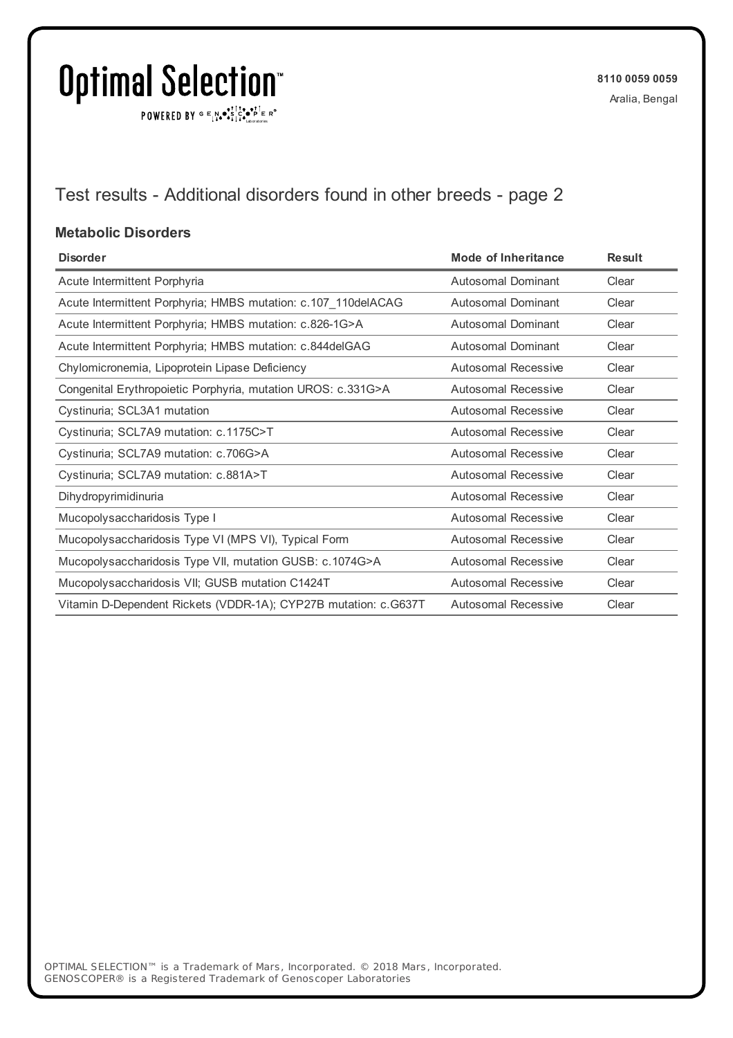8110 0059 0059

Aralia, Bengal

## Test results - Additional disorders found in other breeds - page 2

### Metabolic Disorders

| Disorder | Mode of Inheritance | Result |
|---|---|---|
| Acute Intermittent Porphyria | Autosomal Dominant | Clear |
| Acute Intermittent Porphyria; HMBS mutation: c.107_110delACAG | Autosomal Dominant | Clear |
| Acute Intermittent Porphyria; HMBS mutation: c.826-1G>A | Autosomal Dominant | Clear |
| Acute Intermittent Porphyria; HMBS mutation: c.844delGAG | Autosomal Dominant | Clear |
| Chylomicronemia, Lipoprotein Lipase Deficiency | Autosomal Recessive | Clear |
| Congenital Erythropoietic Porphyria, mutation UROS: c.331G>A | Autosomal Recessive | Clear |
| Cystinuria; SCL3A1 mutation | Autosomal Recessive | Clear |
| Cystinuria; SCL7A9 mutation: c.1175C>T | Autosomal Recessive | Clear |
| Cystinuria; SCL7A9 mutation: c.706G>A | Autosomal Recessive | Clear |
| Cystinuria; SCL7A9 mutation: c.881A>T | Autosomal Recessive | Clear |
| Dihydropyrimidinuria | Autosomal Recessive | Clear |
| Mucopolysaccharidosis Type I | Autosomal Recessive | Clear |
| Mucopolysaccharidosis Type VI (MPS VI), Typical Form | Autosomal Recessive | Clear |
| Mucopolysaccharidosis Type VII, mutation GUSB: c.1074G>A | Autosomal Recessive | Clear |
| Mucopolysaccharidosis VII; GUSB mutation C1424T | Autosomal Recessive | Clear |
| Vitamin D-Dependent Rickets (VDDR-1A); CYP27B mutation: c.G637T | Autosomal Recessive | Clear |

OPTIMAL SELECTION™ is a Trademark of Mars, Incorporated. © 2018 Mars, Incorporated.
GENOSCOPER® is a Registered Trademark of Genoscoper Laboratories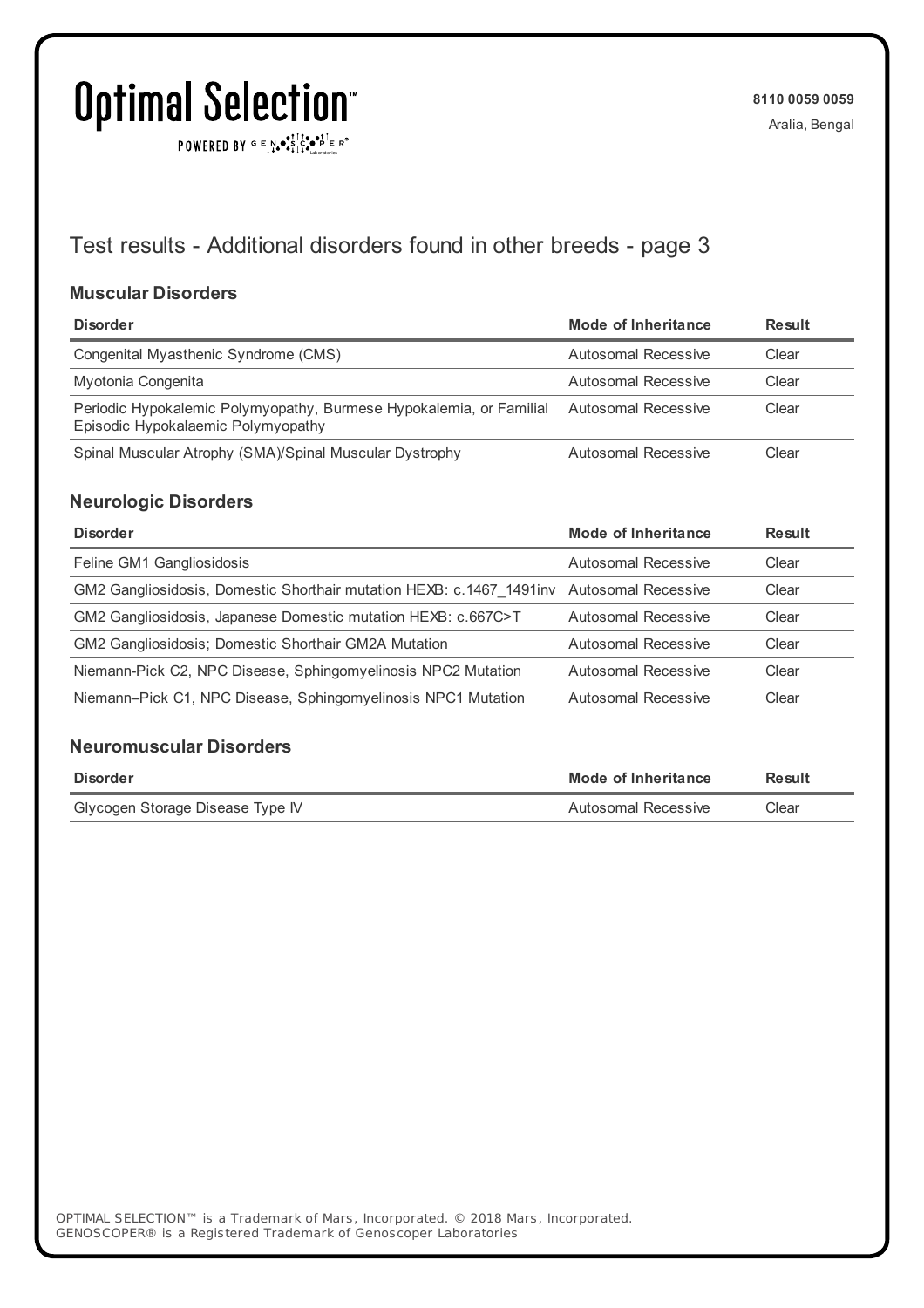# Optimal Selection™

POWERED BY GENOSCOPER® Laboratories

**8110 0059 0059**
Aralia, Bengal

## Test results - Additional disorders found in other breeds - page 3

### Muscular Disorders

| Disorder | Mode of Inheritance | Result |
|---|---|---|
| Congenital Myasthenic Syndrome (CMS) | Autosomal Recessive | Clear |
| Myotonia Congenita | Autosomal Recessive | Clear |
| Periodic Hypokalemic Polymyopathy, Burmese Hypokalemia, or Familial Episodic Hypokalaemic Polymyopathy | Autosomal Recessive | Clear |
| Spinal Muscular Atrophy (SMA)/Spinal Muscular Dystrophy | Autosomal Recessive | Clear |

### Neurologic Disorders

| Disorder | Mode of Inheritance | Result |
|---|---|---|
| Feline GM1 Gangliosidosis | Autosomal Recessive | Clear |
| GM2 Gangliosidosis, Domestic Shorthair mutation HEXB: c.1467_1491inv | Autosomal Recessive | Clear |
| GM2 Gangliosidosis, Japanese Domestic mutation HEXB: c.667C>T | Autosomal Recessive | Clear |
| GM2 Gangliosidosis; Domestic Shorthair GM2A Mutation | Autosomal Recessive | Clear |
| Niemann-Pick C2, NPC Disease, Sphingomyelinosis NPC2 Mutation | Autosomal Recessive | Clear |
| Niemann–Pick C1, NPC Disease, Sphingomyelinosis NPC1 Mutation | Autosomal Recessive | Clear |

### Neuromuscular Disorders

| Disorder | Mode of Inheritance | Result |
|---|---|---|
| Glycogen Storage Disease Type IV | Autosomal Recessive | Clear |

OPTIMAL SELECTION™ is a Trademark of Mars, Incorporated. © 2018 Mars, Incorporated.
GENOSCOPER® is a Registered Trademark of Genoscoper Laboratories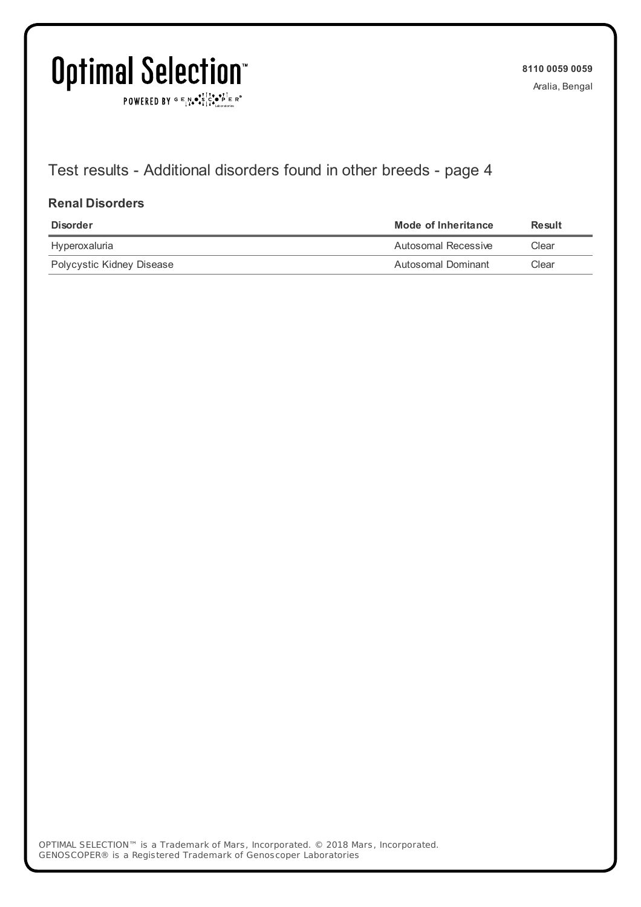## Test results - Additional disorders found in other breeds - page 4

### Renal Disorders

| Disorder | Mode of Inheritance | Result |
|---|---|---|
| Hyperoxaluria | Autosomal Recessive | Clear |
| Polycystic Kidney Disease | Autosomal Dominant | Clear |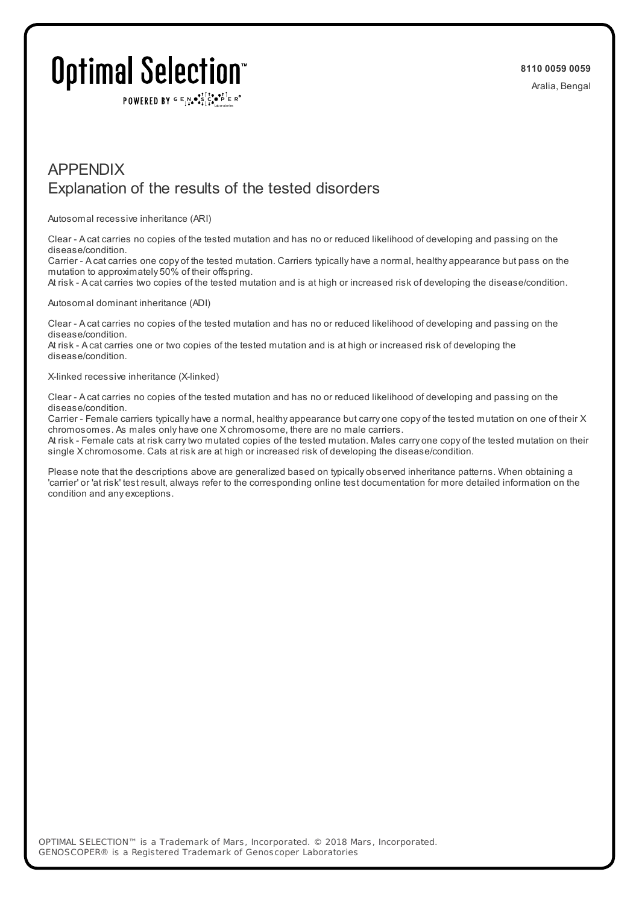# APPENDIX

## Explanation of the results of the tested disorders

Autosomal recessive inheritance (ARI)

Clear - A cat carries no copies of the tested mutation and has no or reduced likelihood of developing and passing on the disease/condition.
Carrier - A cat carries one copy of the tested mutation. Carriers typically have a normal, healthy appearance but pass on the mutation to approximately 50% of their offspring.
At risk - A cat carries two copies of the tested mutation and is at high or increased risk of developing the disease/condition.

Autosomal dominant inheritance (ADI)

Clear - A cat carries no copies of the tested mutation and has no or reduced likelihood of developing and passing on the disease/condition.
At risk - A cat carries one or two copies of the tested mutation and is at high or increased risk of developing the disease/condition.

X-linked recessive inheritance (X-linked)

Clear - A cat carries no copies of the tested mutation and has no or reduced likelihood of developing and passing on the disease/condition.
Carrier - Female carriers typically have a normal, healthy appearance but carry one copy of the tested mutation on one of their X chromosomes. As males only have one X chromosome, there are no male carriers.
At risk - Female cats at risk carry two mutated copies of the tested mutation. Males carry one copy of the tested mutation on their single X chromosome. Cats at risk are at high or increased risk of developing the disease/condition.

Please note that the descriptions above are generalized based on typically observed inheritance patterns. When obtaining a 'carrier' or 'at risk' test result, always refer to the corresponding online test documentation for more detailed information on the condition and any exceptions.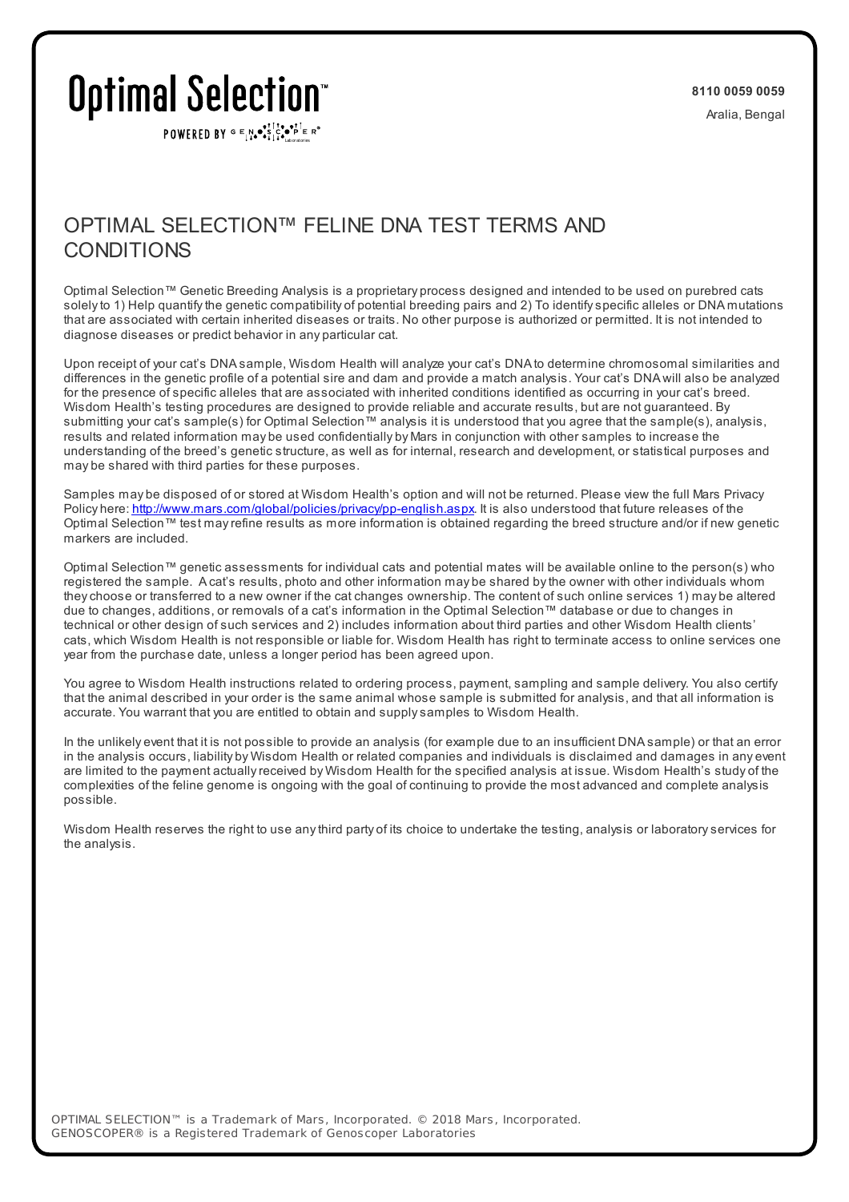# Optimal Selection™

POWERED BY GENOSCOPER® Laboratories

**8110 0059 0059**

Aralia, Bengal

## OPTIMAL SELECTION™ FELINE DNA TEST TERMS AND CONDITIONS

Optimal Selection™ Genetic Breeding Analysis is a proprietary process designed and intended to be used on purebred cats solely to 1) Help quantify the genetic compatibility of potential breeding pairs and 2) To identify specific alleles or DNA mutations that are associated with certain inherited diseases or traits. No other purpose is authorized or permitted. It is not intended to diagnose diseases or predict behavior in any particular cat.

Upon receipt of your cat's DNA sample, Wisdom Health will analyze your cat's DNA to determine chromosomal similarities and differences in the genetic profile of a potential sire and dam and provide a match analysis. Your cat's DNA will also be analyzed for the presence of specific alleles that are associated with inherited conditions identified as occurring in your cat's breed. Wisdom Health's testing procedures are designed to provide reliable and accurate results, but are not guaranteed. By submitting your cat's sample(s) for Optimal Selection™ analysis it is understood that you agree that the sample(s), analysis, results and related information may be used confidentially by Mars in conjunction with other samples to increase the understanding of the breed's genetic structure, as well as for internal, research and development, or statistical purposes and may be shared with third parties for these purposes.

Samples may be disposed of or stored at Wisdom Health's option and will not be returned. Please view the full Mars Privacy Policy here: [http://www.mars.com/global/policies/privacy/pp-english.aspx](http://www.mars.com/global/policies/privacy/pp-english.aspx). It is also understood that future releases of the Optimal Selection™ test may refine results as more information is obtained regarding the breed structure and/or if new genetic markers are included.

Optimal Selection™ genetic assessments for individual cats and potential mates will be available online to the person(s) who registered the sample. A cat's results, photo and other information may be shared by the owner with other individuals whom they choose or transferred to a new owner if the cat changes ownership. The content of such online services 1) may be altered due to changes, additions, or removals of a cat's information in the Optimal Selection™ database or due to changes in technical or other design of such services and 2) includes information about third parties and other Wisdom Health clients' cats, which Wisdom Health is not responsible or liable for. Wisdom Health has right to terminate access to online services one year from the purchase date, unless a longer period has been agreed upon.

You agree to Wisdom Health instructions related to ordering process, payment, sampling and sample delivery. You also certify that the animal described in your order is the same animal whose sample is submitted for analysis, and that all information is accurate. You warrant that you are entitled to obtain and supply samples to Wisdom Health.

In the unlikely event that it is not possible to provide an analysis (for example due to an insufficient DNA sample) or that an error in the analysis occurs, liability by Wisdom Health or related companies and individuals is disclaimed and damages in any event are limited to the payment actually received by Wisdom Health for the specified analysis at issue. Wisdom Health's study of the complexities of the feline genome is ongoing with the goal of continuing to provide the most advanced and complete analysis possible.

Wisdom Health reserves the right to use any third party of its choice to undertake the testing, analysis or laboratory services for the analysis.

OPTIMAL SELECTION™ is a Trademark of Mars, Incorporated. © 2018 Mars, Incorporated.
GENOSCOPER® is a Registered Trademark of Genoscoper Laboratories